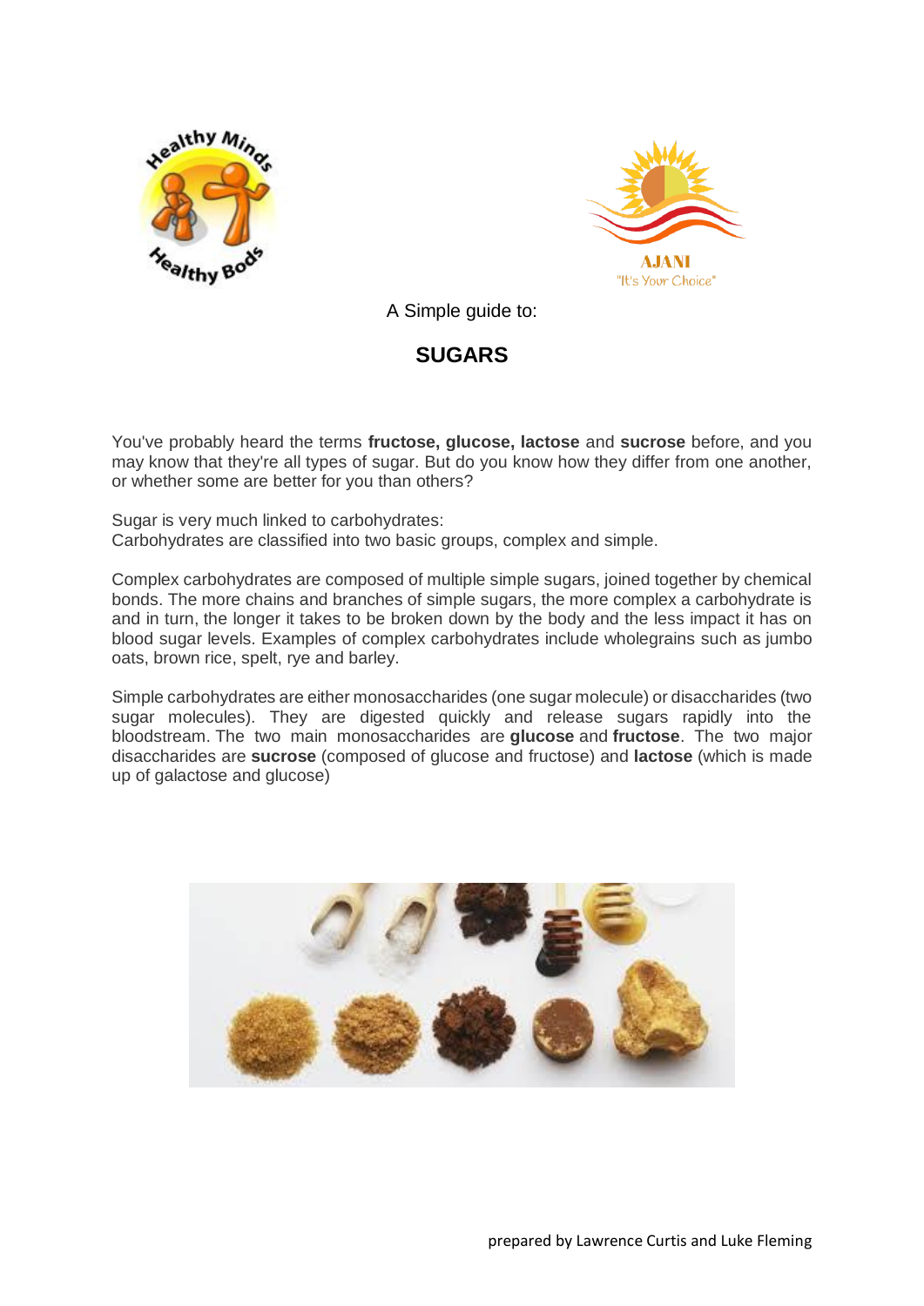A Simple guide to:

# SUGARS

You've probably heard the terms **fructose, glucose, lactose** and **sucrose** before, and you may know that they're all types of sugar. But do you know how they differ from one another, or whether some are better for you than others?

Sugar is very much linked to carbohydrates:
Carbohydrates are classified into two basic groups, complex and simple.

Complex carbohydrates are composed of multiple simple sugars, joined together by chemical bonds. The more chains and branches of simple sugars, the more complex a carbohydrate is and in turn, the longer it takes to be broken down by the body and the less impact it has on blood sugar levels. Examples of complex carbohydrates include wholegrains such as jumbo oats, brown rice, spelt, rye and barley.

Simple carbohydrates are either monosaccharides (one sugar molecule) or disaccharides (two sugar molecules). They are digested quickly and release sugars rapidly into the bloodstream. The two main monosaccharides are **glucose** and **fructose**. The two major disaccharides are **sucrose** (composed of glucose and fructose) and **lactose** (which is made up of galactose and glucose)

prepared by Lawrence Curtis and Luke Fleming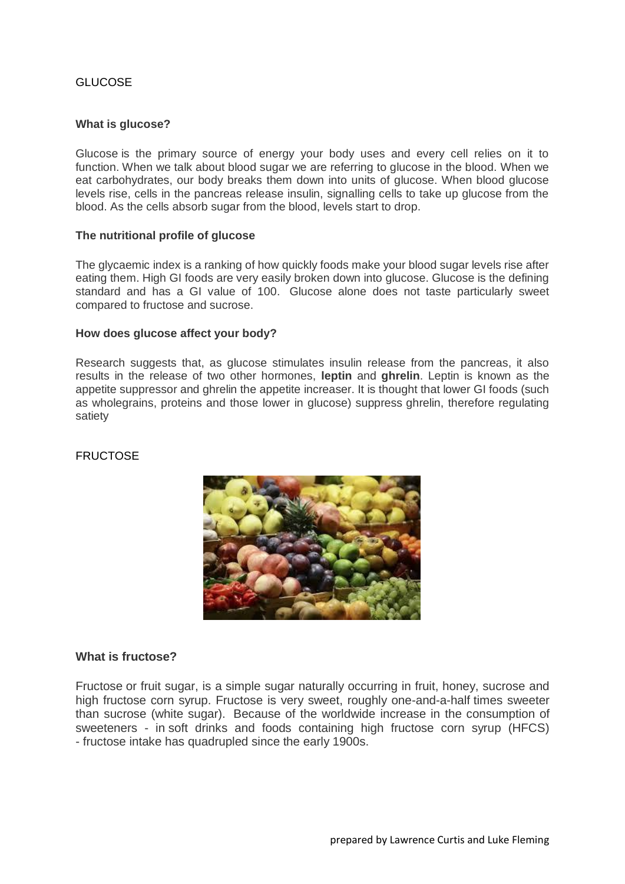GLUCOSE

**What is glucose?**

Glucose is the primary source of energy your body uses and every cell relies on it to function. When we talk about blood sugar we are referring to glucose in the blood. When we eat carbohydrates, our body breaks them down into units of glucose. When blood glucose levels rise, cells in the pancreas release insulin, signalling cells to take up glucose from the blood. As the cells absorb sugar from the blood, levels start to drop.

**The nutritional profile of glucose**

The glycaemic index is a ranking of how quickly foods make your blood sugar levels rise after eating them. High GI foods are very easily broken down into glucose. Glucose is the defining standard and has a GI value of 100. Glucose alone does not taste particularly sweet compared to fructose and sucrose.

**How does glucose affect your body?**

Research suggests that, as glucose stimulates insulin release from the pancreas, it also results in the release of two other hormones, **leptin** and **ghrelin**. Leptin is known as the appetite suppressor and ghrelin the appetite increaser. It is thought that lower GI foods (such as wholegrains, proteins and those lower in glucose) suppress ghrelin, therefore regulating satiety

FRUCTOSE

**What is fructose?**

Fructose or fruit sugar, is a simple sugar naturally occurring in fruit, honey, sucrose and high fructose corn syrup. Fructose is very sweet, roughly one-and-a-half times sweeter than sucrose (white sugar). Because of the worldwide increase in the consumption of sweeteners - in soft drinks and foods containing high fructose corn syrup (HFCS) - fructose intake has quadrupled since the early 1900s.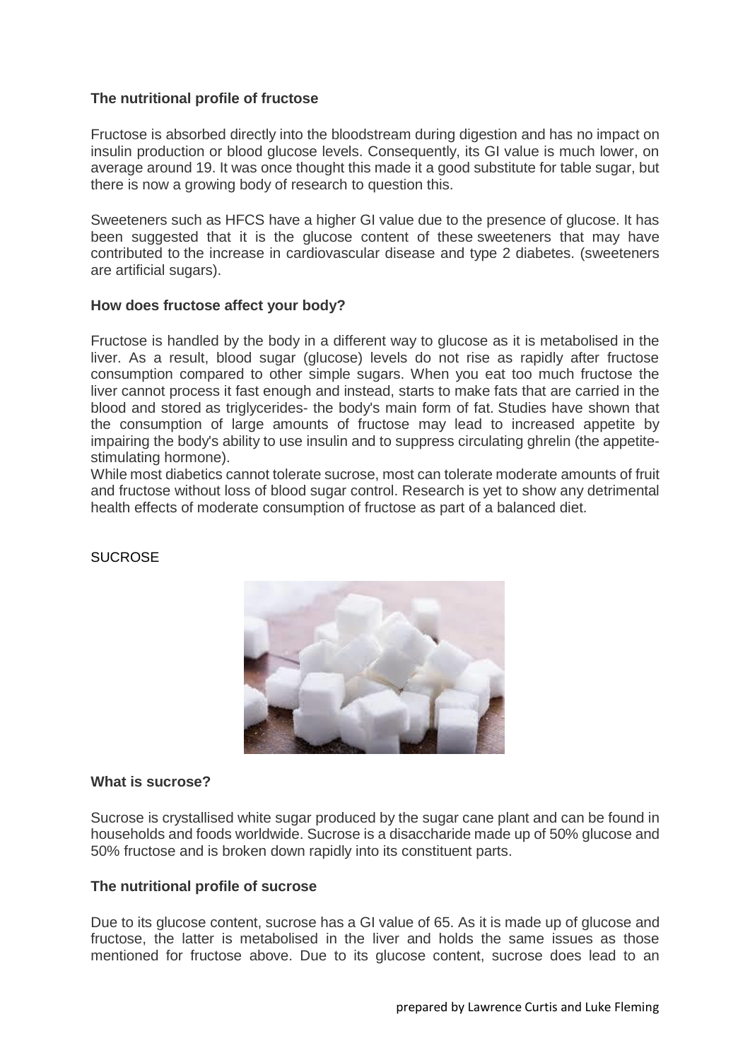### The nutritional profile of fructose

Fructose is absorbed directly into the bloodstream during digestion and has no impact on insulin production or blood glucose levels. Consequently, its GI value is much lower, on average around 19. It was once thought this made it a good substitute for table sugar, but there is now a growing body of research to question this.

Sweeteners such as HFCS have a higher GI value due to the presence of glucose. It has been suggested that it is the glucose content of these sweeteners that may have contributed to the increase in cardiovascular disease and type 2 diabetes. (sweeteners are artificial sugars).

### How does fructose affect your body?

Fructose is handled by the body in a different way to glucose as it is metabolised in the liver. As a result, blood sugar (glucose) levels do not rise as rapidly after fructose consumption compared to other simple sugars. When you eat too much fructose the liver cannot process it fast enough and instead, starts to make fats that are carried in the blood and stored as triglycerides- the body's main form of fat. Studies have shown that the consumption of large amounts of fructose may lead to increased appetite by impairing the body's ability to use insulin and to suppress circulating ghrelin (the appetite-stimulating hormone).

While most diabetics cannot tolerate sucrose, most can tolerate moderate amounts of fruit and fructose without loss of blood sugar control. Research is yet to show any detrimental health effects of moderate consumption of fructose as part of a balanced diet.

SUCROSE

### What is sucrose?

Sucrose is crystallised white sugar produced by the sugar cane plant and can be found in households and foods worldwide. Sucrose is a disaccharide made up of 50% glucose and 50% fructose and is broken down rapidly into its constituent parts.

### The nutritional profile of sucrose

Due to its glucose content, sucrose has a GI value of 65. As it is made up of glucose and fructose, the latter is metabolised in the liver and holds the same issues as those mentioned for fructose above. Due to its glucose content, sucrose does lead to an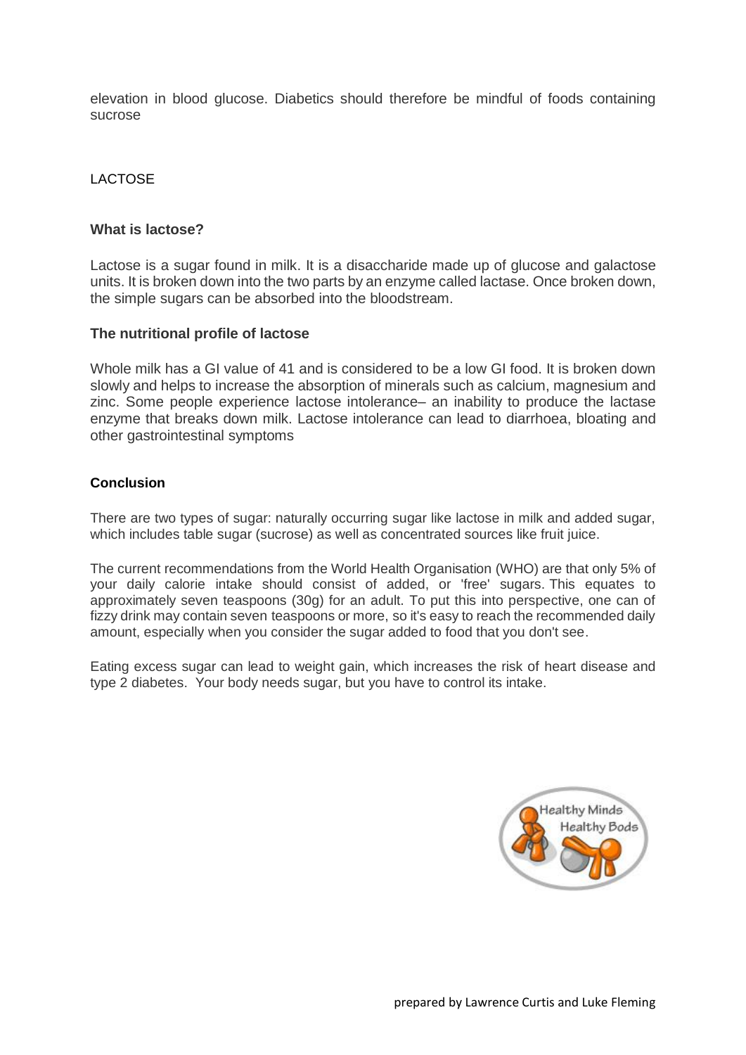elevation in blood glucose. Diabetics should therefore be mindful of foods containing sucrose

LACTOSE

**What is lactose?**

Lactose is a sugar found in milk. It is a disaccharide made up of glucose and galactose units. It is broken down into the two parts by an enzyme called lactase. Once broken down, the simple sugars can be absorbed into the bloodstream.

**The nutritional profile of lactose**

Whole milk has a GI value of 41 and is considered to be a low GI food. It is broken down slowly and helps to increase the absorption of minerals such as calcium, magnesium and zinc. Some people experience lactose intolerance– an inability to produce the lactase enzyme that breaks down milk. Lactose intolerance can lead to diarrhoea, bloating and other gastrointestinal symptoms

**Conclusion**

There are two types of sugar: naturally occurring sugar like lactose in milk and added sugar, which includes table sugar (sucrose) as well as concentrated sources like fruit juice.

The current recommendations from the World Health Organisation (WHO) are that only 5% of your daily calorie intake should consist of added, or 'free' sugars. This equates to approximately seven teaspoons (30g) for an adult. To put this into perspective, one can of fizzy drink may contain seven teaspoons or more, so it's easy to reach the recommended daily amount, especially when you consider the sugar added to food that you don't see.

Eating excess sugar can lead to weight gain, which increases the risk of heart disease and type 2 diabetes. Your body needs sugar, but you have to control its intake.

Healthy Minds Healthy Bods

prepared by Lawrence Curtis and Luke Fleming